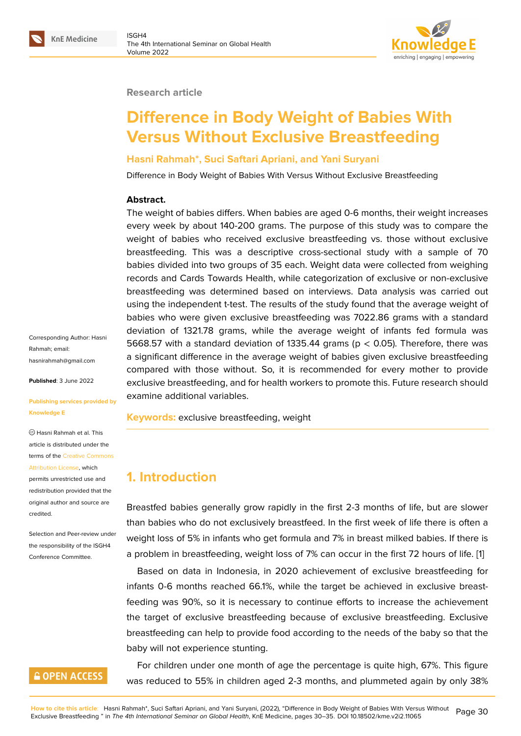Research article

# Difference in Body Weight of Babies With Versus Without Exclusive Breastfeeding

**Hasni Rahmah*, Suci Saftari Apriani, and Yani Suryani**

Difference in Body Weight of Babies With Versus Without Exclusive Breastfeeding

**Abstract.**
The weight of babies differs. When babies are aged 0-6 months, their weight increases every week by about 140-200 grams. The purpose of this study was to compare the weight of babies who received exclusive breastfeeding vs. those without exclusive breastfeeding. This was a descriptive cross-sectional study with a sample of 70 babies divided into two groups of 35 each. Weight data were collected from weighing records and Cards Towards Health, while categorization of exclusive or non-exclusive breastfeeding was determined based on interviews. Data analysis was carried out using the independent t-test. The results of the study found that the average weight of babies who were given exclusive breastfeeding was 7022.86 grams with a standard deviation of 1321.78 grams, while the average weight of infants fed formula was 5668.57 with a standard deviation of 1335.44 grams ($p < 0.05$). Therefore, there was a significant difference in the average weight of babies given exclusive breastfeeding compared with those without. So, it is recommended for every mother to provide exclusive breastfeeding, and for health workers to promote this. Future research should examine additional variables.

**Keywords:** exclusive breastfeeding, weight

Corresponding Author: Hasni Rahmah; email: hasnirahmah@gmail.com

**Published**: 3 June 2022

**Publishing services provided by Knowledge E**

© Hasni Rahmah et al. This article is distributed under the terms of the Creative Commons Attribution License, which permits unrestricted use and redistribution provided that the original author and source are credited.

Selection and Peer-review under the responsibility of the ISGH4 Conference Committee.

## 1. Introduction

Breastfed babies generally grow rapidly in the first 2-3 months of life, but are slower than babies who do not exclusively breastfeed. In the first week of life there is often a weight loss of 5% in infants who get formula and 7% in breast milked babies. If there is a problem in breastfeeding, weight loss of 7% can occur in the first 72 hours of life. [1]

Based on data in Indonesia, in 2020 achievement of exclusive breastfeeding for infants 0-6 months reached 66.1%, while the target be achieved in exclusive breastfeeding was 90%, so it is necessary to continue efforts to increase the achievement the target of exclusive breastfeeding because of exclusive breastfeeding. Exclusive breastfeeding can help to provide food according to the needs of the baby so that the baby will not experience stunting.

For children under one month of age the percentage is quite high, 67%. This figure was reduced to 55% in children aged 2-3 months, and plummeted again by only 38%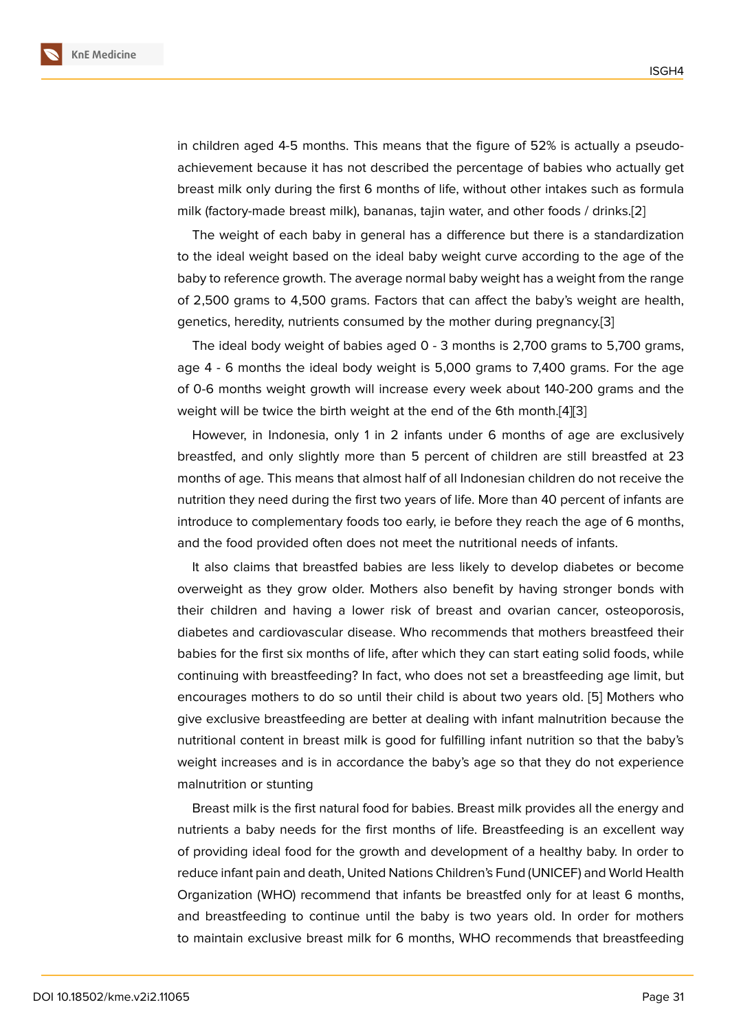in children aged 4-5 months. This means that the figure of 52% is actually a pseudo-achievement because it has not described the percentage of babies who actually get breast milk only during the first 6 months of life, without other intakes such as formula milk (factory-made breast milk), bananas, tajin water, and other foods / drinks.[2]

The weight of each baby in general has a difference but there is a standardization to the ideal weight based on the ideal baby weight curve according to the age of the baby to reference growth. The average normal baby weight has a weight from the range of 2,500 grams to 4,500 grams. Factors that can affect the baby's weight are health, genetics, heredity, nutrients consumed by the mother during pregnancy.[3]

The ideal body weight of babies aged 0 - 3 months is 2,700 grams to 5,700 grams, age 4 - 6 months the ideal body weight is 5,000 grams to 7,400 grams. For the age of 0-6 months weight growth will increase every week about 140-200 grams and the weight will be twice the birth weight at the end of the 6th month.[4][3]

However, in Indonesia, only 1 in 2 infants under 6 months of age are exclusively breastfed, and only slightly more than 5 percent of children are still breastfed at 23 months of age. This means that almost half of all Indonesian children do not receive the nutrition they need during the first two years of life. More than 40 percent of infants are introduce to complementary foods too early, ie before they reach the age of 6 months, and the food provided often does not meet the nutritional needs of infants.

It also claims that breastfed babies are less likely to develop diabetes or become overweight as they grow older. Mothers also benefit by having stronger bonds with their children and having a lower risk of breast and ovarian cancer, osteoporosis, diabetes and cardiovascular disease. Who recommends that mothers breastfeed their babies for the first six months of life, after which they can start eating solid foods, while continuing with breastfeeding? In fact, who does not set a breastfeeding age limit, but encourages mothers to do so until their child is about two years old. [5] Mothers who give exclusive breastfeeding are better at dealing with infant malnutrition because the nutritional content in breast milk is good for fulfilling infant nutrition so that the baby's weight increases and is in accordance the baby's age so that they do not experience malnutrition or stunting

Breast milk is the first natural food for babies. Breast milk provides all the energy and nutrients a baby needs for the first months of life. Breastfeeding is an excellent way of providing ideal food for the growth and development of a healthy baby. In order to reduce infant pain and death, United Nations Children's Fund (UNICEF) and World Health Organization (WHO) recommend that infants be breastfed only for at least 6 months, and breastfeeding to continue until the baby is two years old. In order for mothers to maintain exclusive breast milk for 6 months, WHO recommends that breastfeeding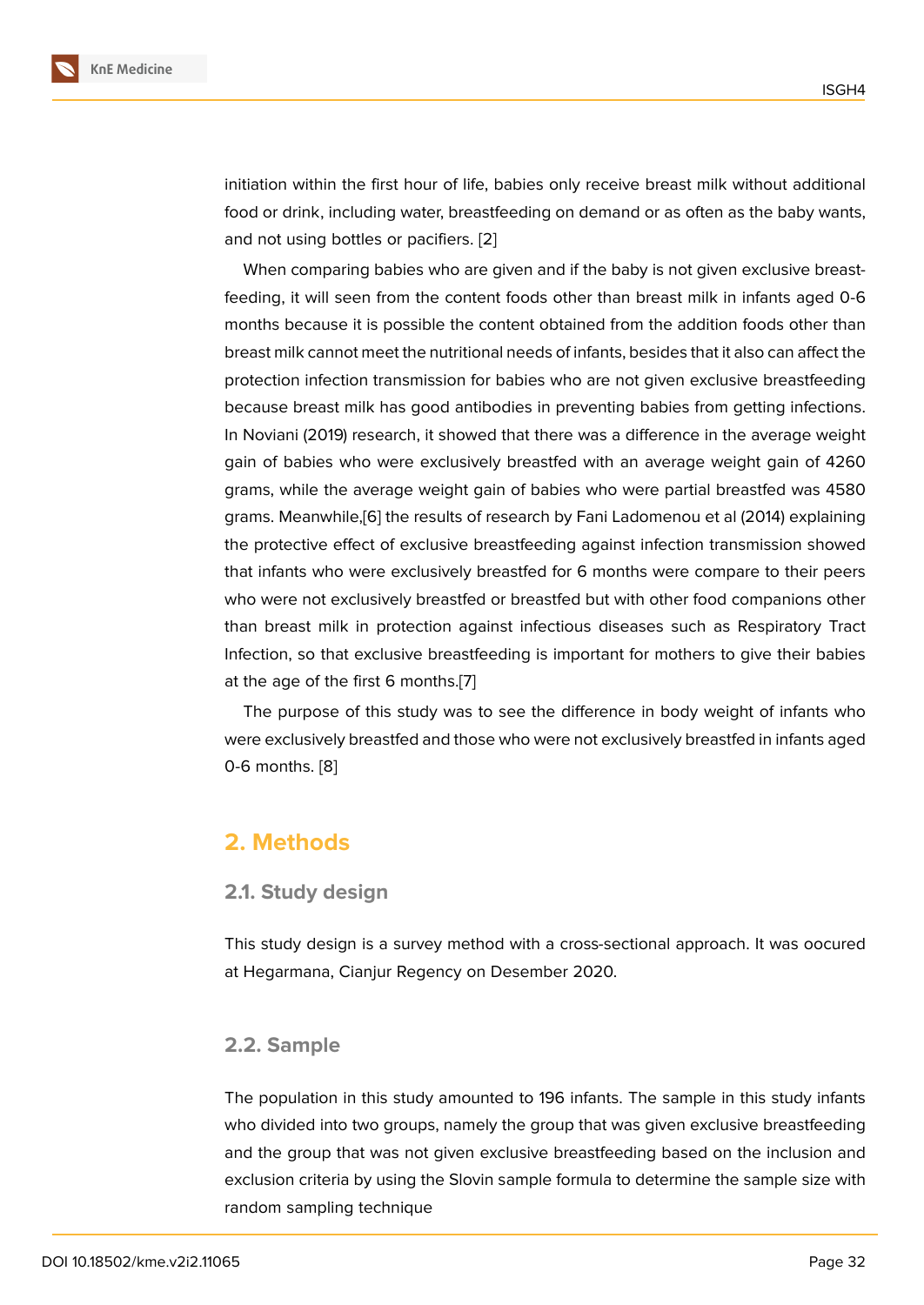initiation within the first hour of life, babies only receive breast milk without additional food or drink, including water, breastfeeding on demand or as often as the baby wants, and not using bottles or pacifiers. [2]

When comparing babies who are given and if the baby is not given exclusive breastfeeding, it will seen from the content foods other than breast milk in infants aged 0-6 months because it is possible the content obtained from the addition foods other than breast milk cannot meet the nutritional needs of infants, besides that it also can affect the protection infection transmission for babies who are not given exclusive breastfeeding because breast milk has good antibodies in preventing babies from getting infections. In Noviani (2019) research, it showed that there was a difference in the average weight gain of babies who were exclusively breastfed with an average weight gain of 4260 grams, while the average weight gain of babies who were partial breastfed was 4580 grams. Meanwhile,[6] the results of research by Fani Ladomenou et al (2014) explaining the protective effect of exclusive breastfeeding against infection transmission showed that infants who were exclusively breastfed for 6 months were compare to their peers who were not exclusively breastfed or breastfed but with other food companions other than breast milk in protection against infectious diseases such as Respiratory Tract Infection, so that exclusive breastfeeding is important for mothers to give their babies at the age of the first 6 months.[7]

The purpose of this study was to see the difference in body weight of infants who were exclusively breastfed and those who were not exclusively breastfed in infants aged 0-6 months. [8]

## 2. Methods

### 2.1. Study design

This study design is a survey method with a cross-sectional approach. It was oocured at Hegarmana, Cianjur Regency on Desember 2020.

### 2.2. Sample

The population in this study amounted to 196 infants. The sample in this study infants who divided into two groups, namely the group that was given exclusive breastfeeding and the group that was not given exclusive breastfeeding based on the inclusion and exclusion criteria by using the Slovin sample formula to determine the sample size with random sampling technique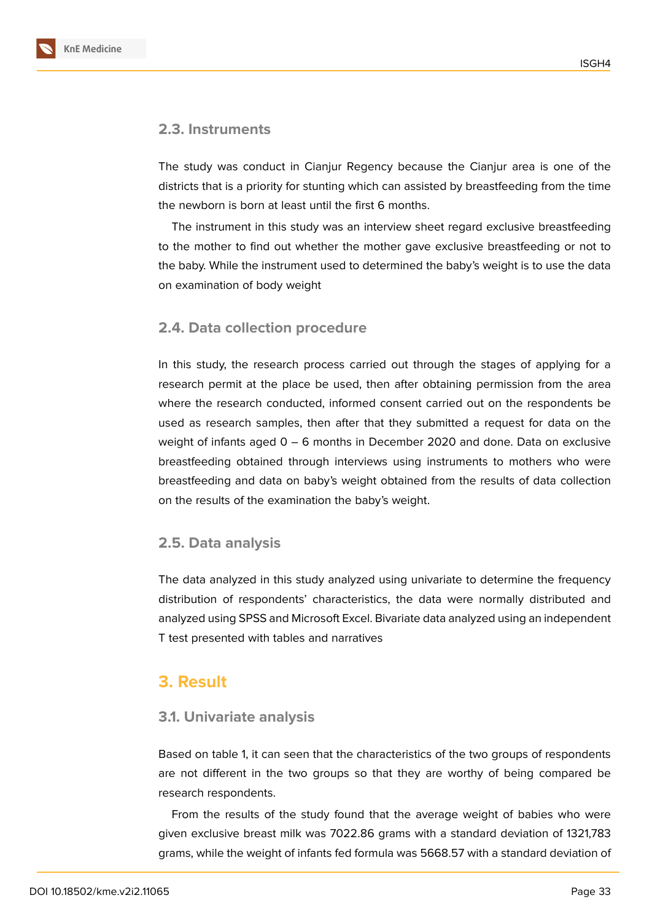### 2.3. Instruments

The study was conduct in Cianjur Regency because the Cianjur area is one of the districts that is a priority for stunting which can assisted by breastfeeding from the time the newborn is born at least until the first 6 months.

The instrument in this study was an interview sheet regard exclusive breastfeeding to the mother to find out whether the mother gave exclusive breastfeeding or not to the baby. While the instrument used to determined the baby's weight is to use the data on examination of body weight

### 2.4. Data collection procedure

In this study, the research process carried out through the stages of applying for a research permit at the place be used, then after obtaining permission from the area where the research conducted, informed consent carried out on the respondents be used as research samples, then after that they submitted a request for data on the weight of infants aged 0 – 6 months in December 2020 and done. Data on exclusive breastfeeding obtained through interviews using instruments to mothers who were breastfeeding and data on baby's weight obtained from the results of data collection on the results of the examination the baby's weight.

### 2.5. Data analysis

The data analyzed in this study analyzed using univariate to determine the frequency distribution of respondents' characteristics, the data were normally distributed and analyzed using SPSS and Microsoft Excel. Bivariate data analyzed using an independent T test presented with tables and narratives

## 3. Result

### 3.1. Univariate analysis

Based on table 1, it can seen that the characteristics of the two groups of respondents are not different in the two groups so that they are worthy of being compared be research respondents.

From the results of the study found that the average weight of babies who were given exclusive breast milk was 7022.86 grams with a standard deviation of 1321,783 grams, while the weight of infants fed formula was 5668.57 with a standard deviation of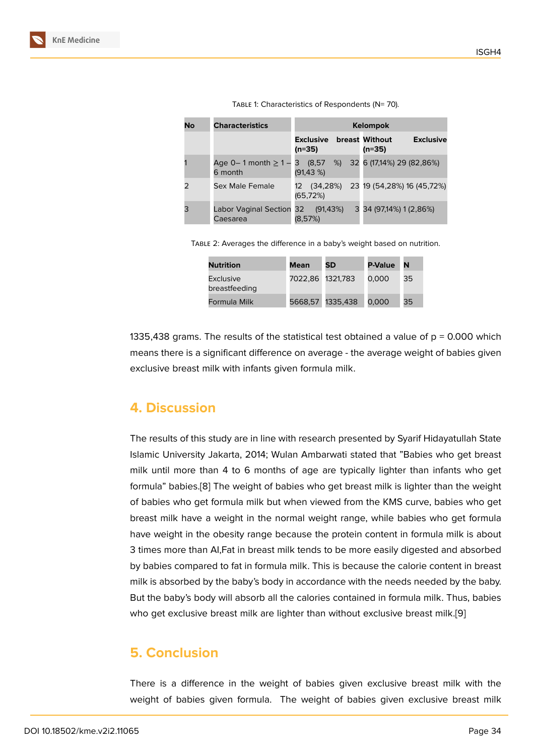Table 1: Characteristics of Respondents (N= 70).

| No | Characteristics | Kelompok | |
|---|---|---|---|
| | | Exclusive breast (n=35) | Without Exclusive (n=35) |
| 1 | Age 0– 1 month ≥ 1 – 6 month | 3 (8,57 %) 32 (91,43 %) | 6 (17,14%) 29 (82,86%) |
| 2 | Sex Male Female | 12 (34,28%) 23 (65,72%) | 19 (54,28%) 16 (45,72%) |
| 3 | Labor Vaginal Section Caesarea | 32 (91,43%) 3 (8,57%) | 34 (97,14%) 1 (2,86%) |

Table 2: Averages the difference in a baby's weight based on nutrition.

| Nutrition | Mean | SD | P-Value | N |
|---|---|---|---|---|
| Exclusive breastfeeding | 7022,86 | 1321,783 | 0,000 | 35 |
| Formula Milk | 5668,57 | 1335,438 | 0,000 | 35 |

1335,438 grams. The results of the statistical test obtained a value of p = 0.000 which means there is a significant difference on average - the average weight of babies given exclusive breast milk with infants given formula milk.

## 4. Discussion

The results of this study are in line with research presented by Syarif Hidayatullah State Islamic University Jakarta, 2014; Wulan Ambarwati stated that "Babies who get breast milk until more than 4 to 6 months of age are typically lighter than infants who get formula" babies.[8] The weight of babies who get breast milk is lighter than the weight of babies who get formula milk but when viewed from the KMS curve, babies who get breast milk have a weight in the normal weight range, while babies who get formula have weight in the obesity range because the protein content in formula milk is about 3 times more than AI,Fat in breast milk tends to be more easily digested and absorbed by babies compared to fat in formula milk. This is because the calorie content in breast milk is absorbed by the baby's body in accordance with the needs needed by the baby. But the baby's body will absorb all the calories contained in formula milk. Thus, babies who get exclusive breast milk are lighter than without exclusive breast milk.[9]

## 5. Conclusion

There is a difference in the weight of babies given exclusive breast milk with the weight of babies given formula. The weight of babies given exclusive breast milk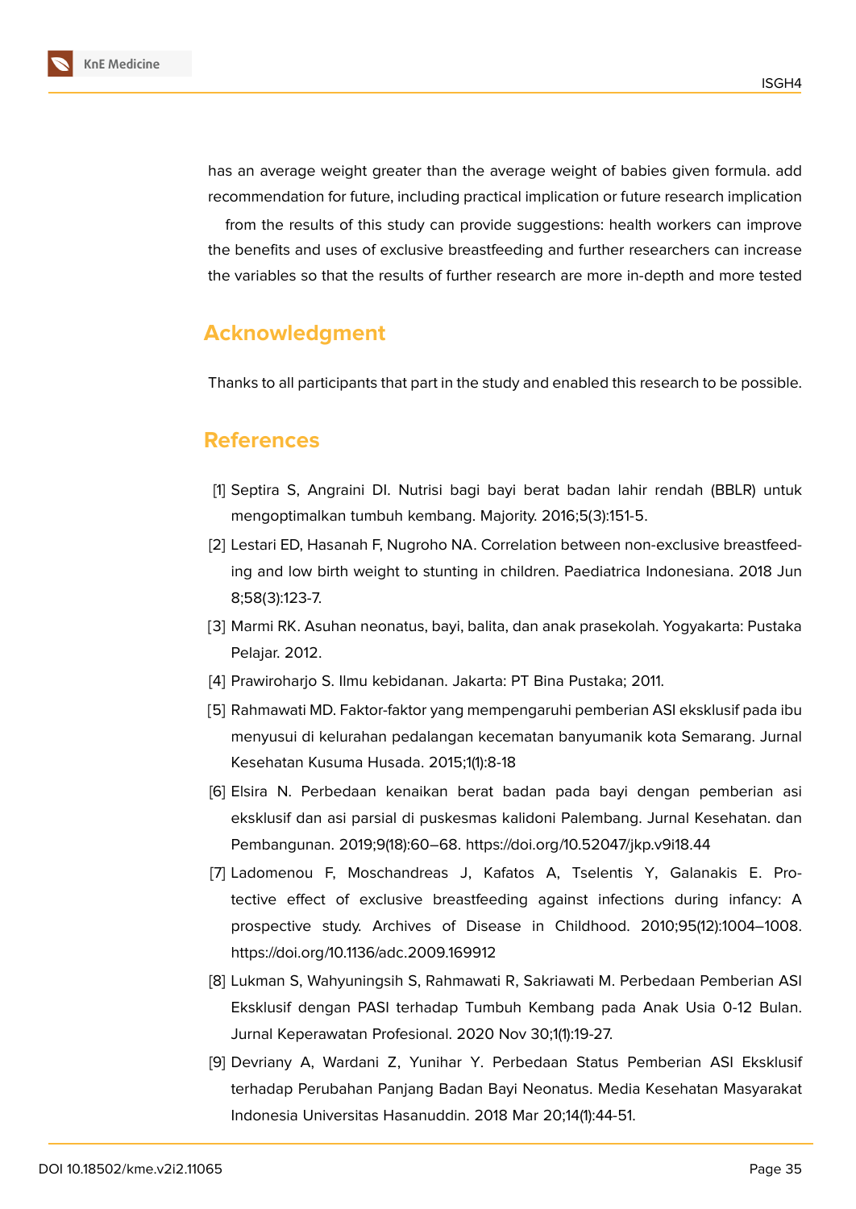has an average weight greater than the average weight of babies given formula. add recommendation for future, including practical implication or future research implication

from the results of this study can provide suggestions: health workers can improve the benefits and uses of exclusive breastfeeding and further researchers can increase the variables so that the results of further research are more in-depth and more tested

## Acknowledgment

Thanks to all participants that part in the study and enabled this research to be possible.

## References

[1] Septira S, Angraini DI. Nutrisi bagi bayi berat badan lahir rendah (BBLR) untuk mengoptimalkan tumbuh kembang. Majority. 2016;5(3):151-5.

[2] Lestari ED, Hasanah F, Nugroho NA. Correlation between non-exclusive breastfeeding and low birth weight to stunting in children. Paediatrica Indonesiana. 2018 Jun 8;58(3):123-7.

[3] Marmi RK. Asuhan neonatus, bayi, balita, dan anak prasekolah. Yogyakarta: Pustaka Pelajar. 2012.

[4] Prawiroharjo S. Ilmu kebidanan. Jakarta: PT Bina Pustaka; 2011.

[5] Rahmawati MD. Faktor-faktor yang mempengaruhi pemberian ASI eksklusif pada ibu menyusui di kelurahan pedalangan kecematan banyumanik kota Semarang. Jurnal Kesehatan Kusuma Husada. 2015;1(1):8-18

[6] Elsira N. Perbedaan kenaikan berat badan pada bayi dengan pemberian asi eksklusif dan asi parsial di puskesmas kalidoni Palembang. Jurnal Kesehatan. dan Pembangunan. 2019;9(18):60–68. https://doi.org/10.52047/jkp.v9i18.44

[7] Ladomenou F, Moschandreas J, Kafatos A, Tselentis Y, Galanakis E. Protective effect of exclusive breastfeeding against infections during infancy: A prospective study. Archives of Disease in Childhood. 2010;95(12):1004–1008. https://doi.org/10.1136/adc.2009.169912

[8] Lukman S, Wahyuningsih S, Rahmawati R, Sakriawati M. Perbedaan Pemberian ASI Eksklusif dengan PASI terhadap Tumbuh Kembang pada Anak Usia 0-12 Bulan. Jurnal Keperawatan Profesional. 2020 Nov 30;1(1):19-27.

[9] Devriany A, Wardani Z, Yunihar Y. Perbedaan Status Pemberian ASI Eksklusif terhadap Perubahan Panjang Badan Bayi Neonatus. Media Kesehatan Masyarakat Indonesia Universitas Hasanuddin. 2018 Mar 20;14(1):44-51.